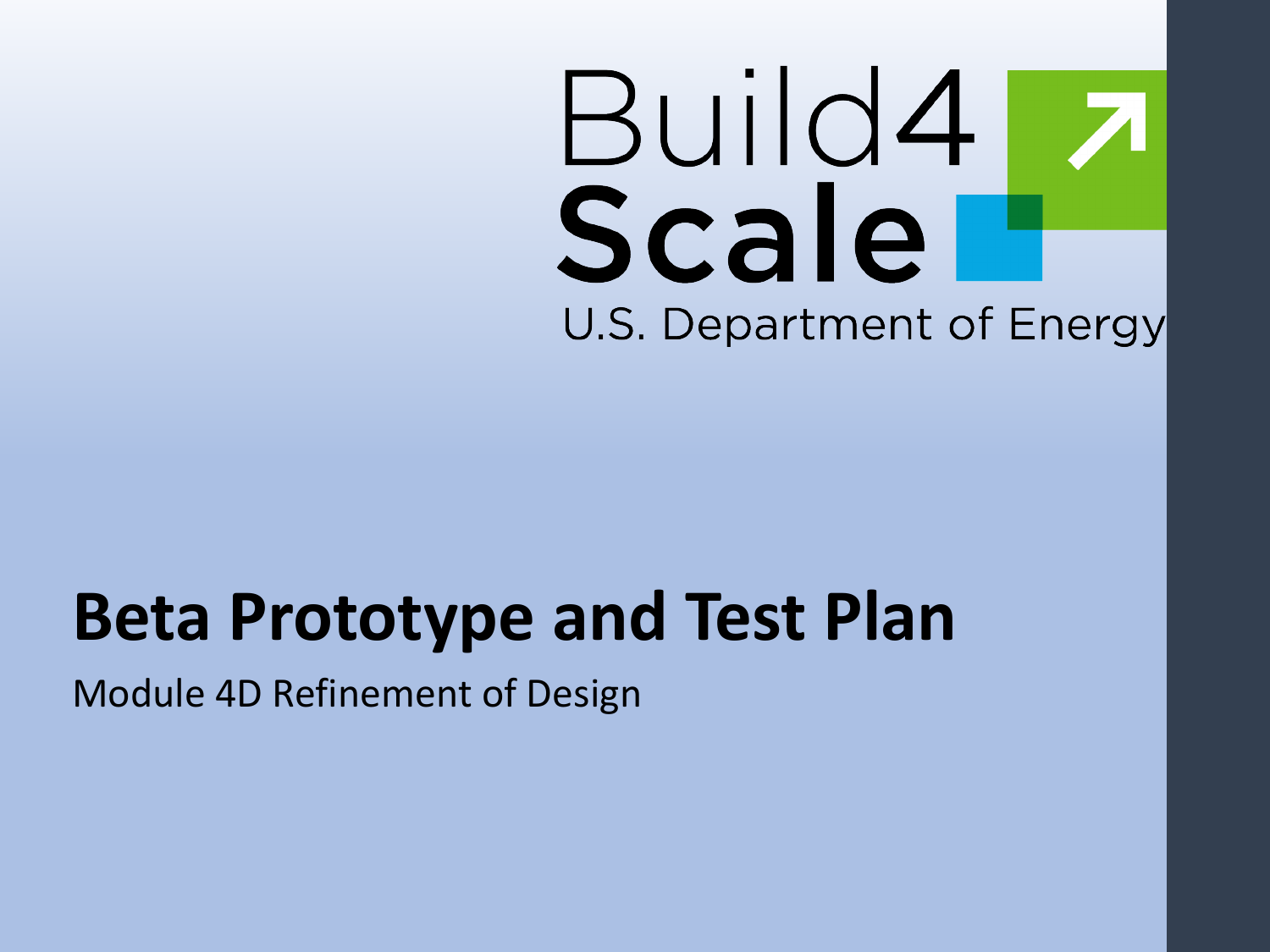Build4 Scale

U.S. Department of Energy

# Beta Prototype and Test Plan

Module 4D Refinement of Design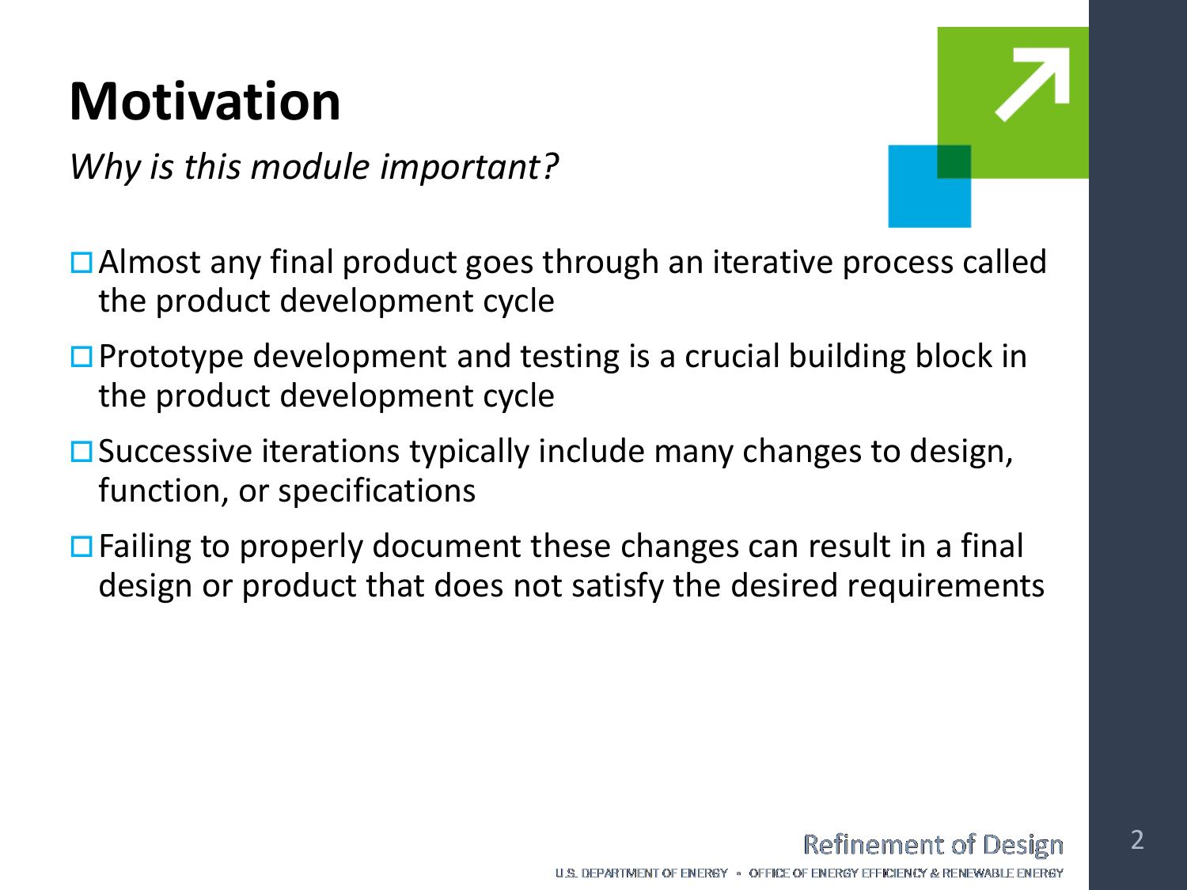# Motivation

*Why is this module important?*

- Almost any final product goes through an iterative process called the product development cycle
- Prototype development and testing is a crucial building block in the product development cycle
- Successive iterations typically include many changes to design, function, or specifications
- Failing to properly document these changes can result in a final design or product that does not satisfy the desired requirements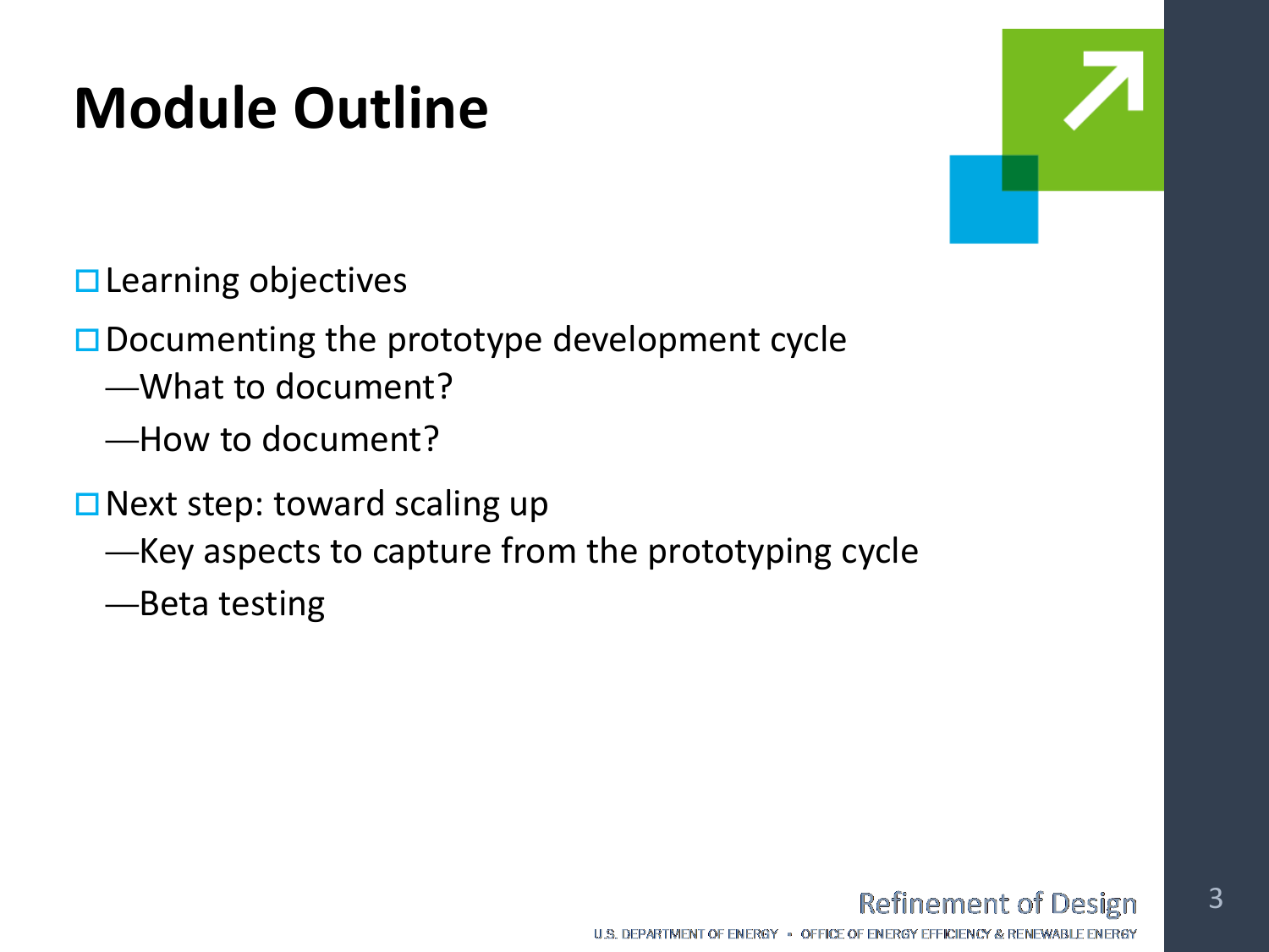# Module Outline

- Learning objectives
- Documenting the prototype development cycle
  - What to document?
  - How to document?
- Next step: toward scaling up
  - Key aspects to capture from the prototyping cycle
  - Beta testing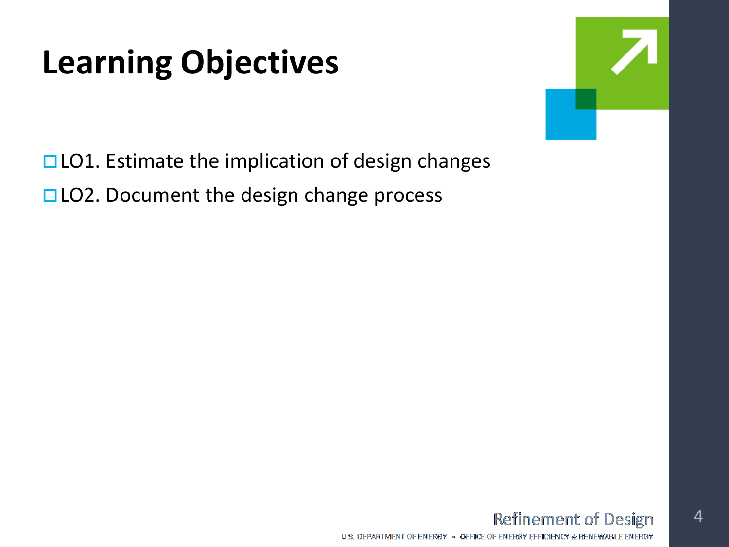# Learning Objectives

- ☐ LO1. Estimate the implication of design changes
- ☐ LO2. Document the design change process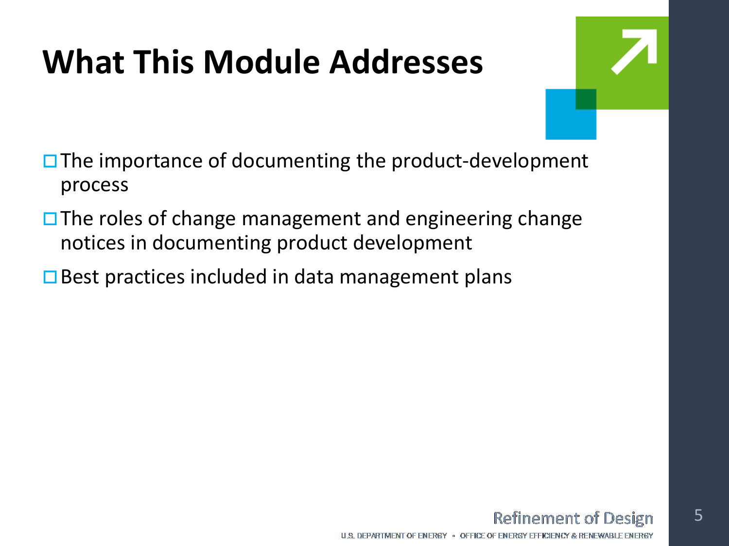# What This Module Addresses

- The importance of documenting the product-development process
- The roles of change management and engineering change notices in documenting product development
- Best practices included in data management plans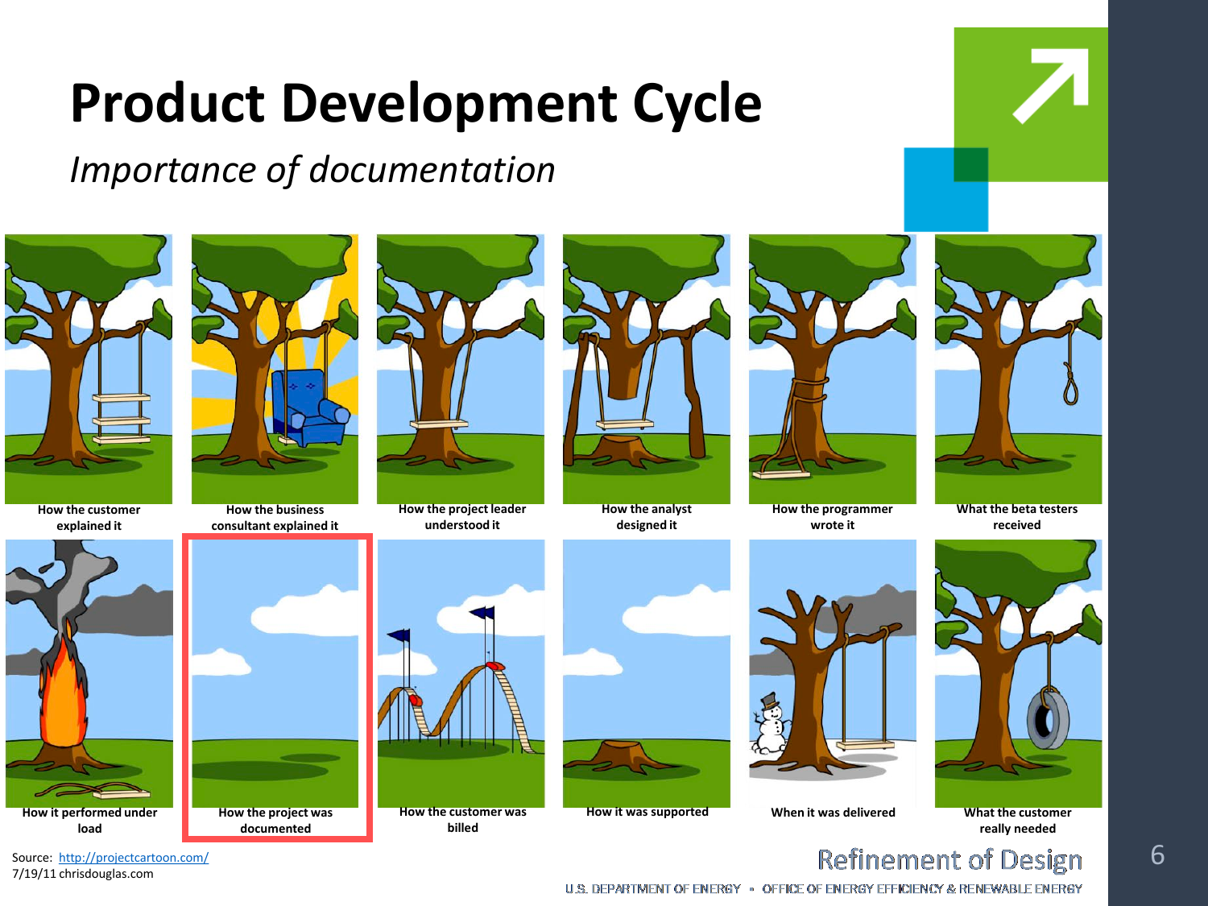# Product Development Cycle

*Importance of documentation*

How the customer explained it

How the business consultant explained it

How the project leader understood it

How the analyst designed it

How the programmer wrote it

What the beta testers received

How it performed under load

How the project was documented

How the customer was billed

How it was supported

When it was delivered

What the customer really needed

Source: http://projectcartoon.com/
7/19/11 chrisdouglas.com

Refinement of Design

U.S. DEPARTMENT OF ENERGY • OFFICE OF ENERGY EFFICIENCY & RENEWABLE ENERGY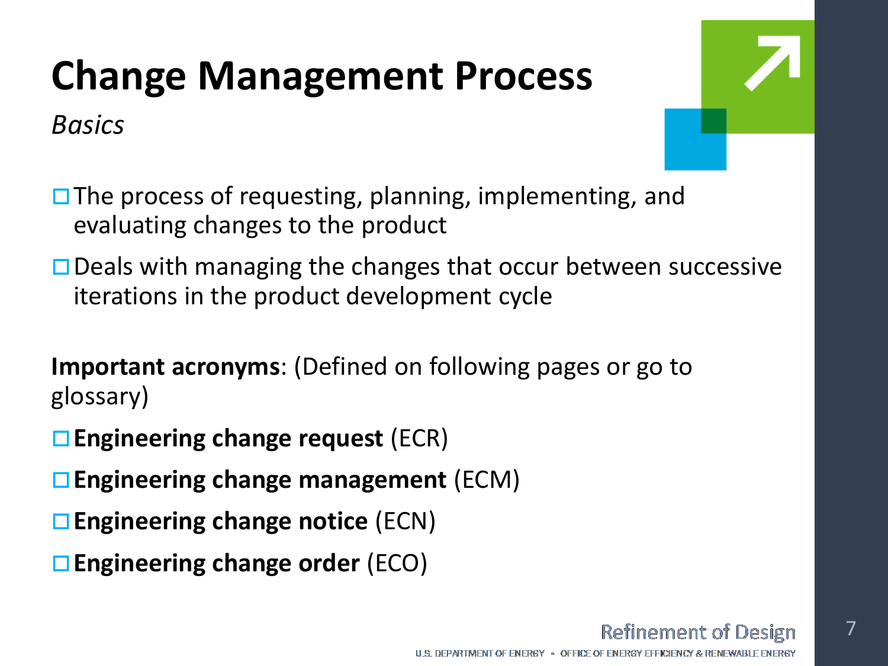# Change Management Process

*Basics*

- The process of requesting, planning, implementing, and evaluating changes to the product
- Deals with managing the changes that occur between successive iterations in the product development cycle

**Important acronyms**: (Defined on following pages or go to glossary)

- **Engineering change request** (ECR)
- **Engineering change management** (ECM)
- **Engineering change notice** (ECN)
- **Engineering change order** (ECO)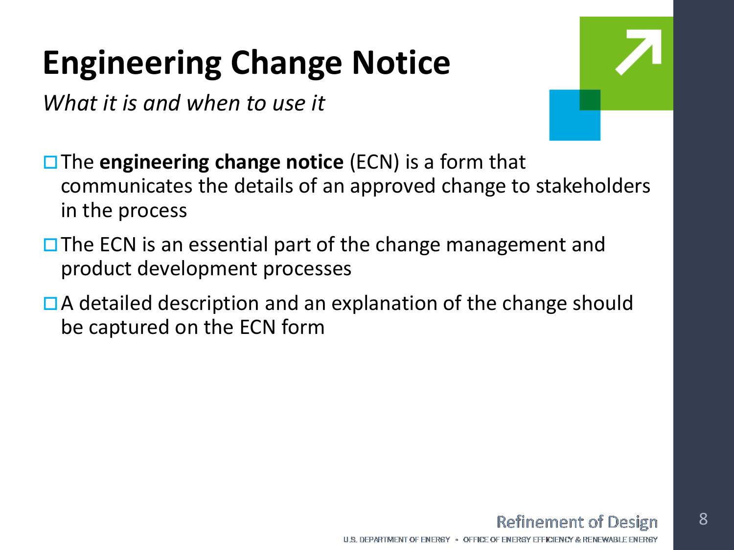# Engineering Change Notice

*What it is and when to use it*

- The **engineering change notice** (ECN) is a form that communicates the details of an approved change to stakeholders in the process
- The ECN is an essential part of the change management and product development processes
- A detailed description and an explanation of the change should be captured on the ECN form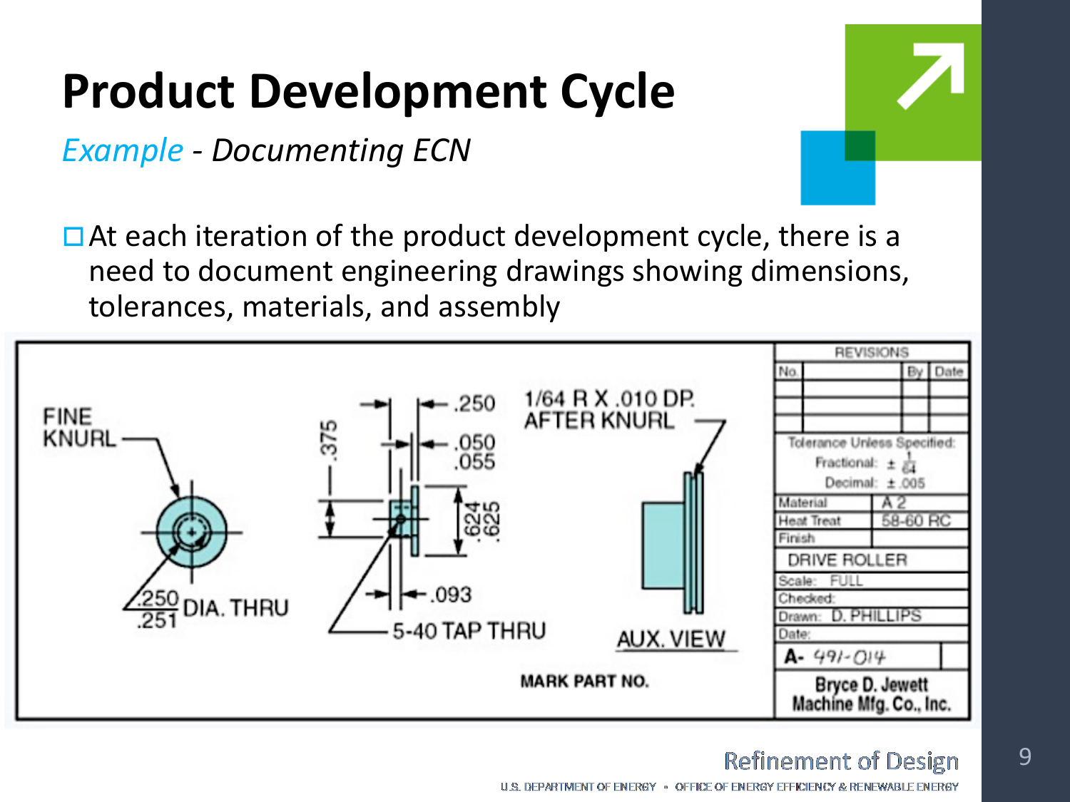# Product Development Cycle

*Example - Documenting ECN*

- At each iteration of the product development cycle, there is a need to document engineering drawings showing dimensions, tolerances, materials, and assembly

FINE KNURL

.250 / .251 DIA. THRU

.375

.250

.050 / .055

.624 / .625

.093

5-40 TAP THRU

1/64 R X .010 DP. AFTER KNURL

AUX. VIEW

MARK PART NO.

| REVISIONS | | | |
|---|---|---|---|
| No. | | By | Date |
| | | | |
| | | | |
| | | | |

Tolerance Unless Specified:
Fractional: ± 1/64
Decimal: ± .005

| | |
|---|---|
| Material | A 2 |
| Heat Treat | 58-60 RC |
| Finish | |

DRIVE ROLLER

Scale: FULL
Checked:
Drawn: D. PHILLIPS
Date:

A- 491-014

Bryce D. Jewett Machine Mfg. Co., Inc.

Refinement of Design

U.S. DEPARTMENT OF ENERGY • OFFICE OF ENERGY EFFICIENCY & RENEWABLE ENERGY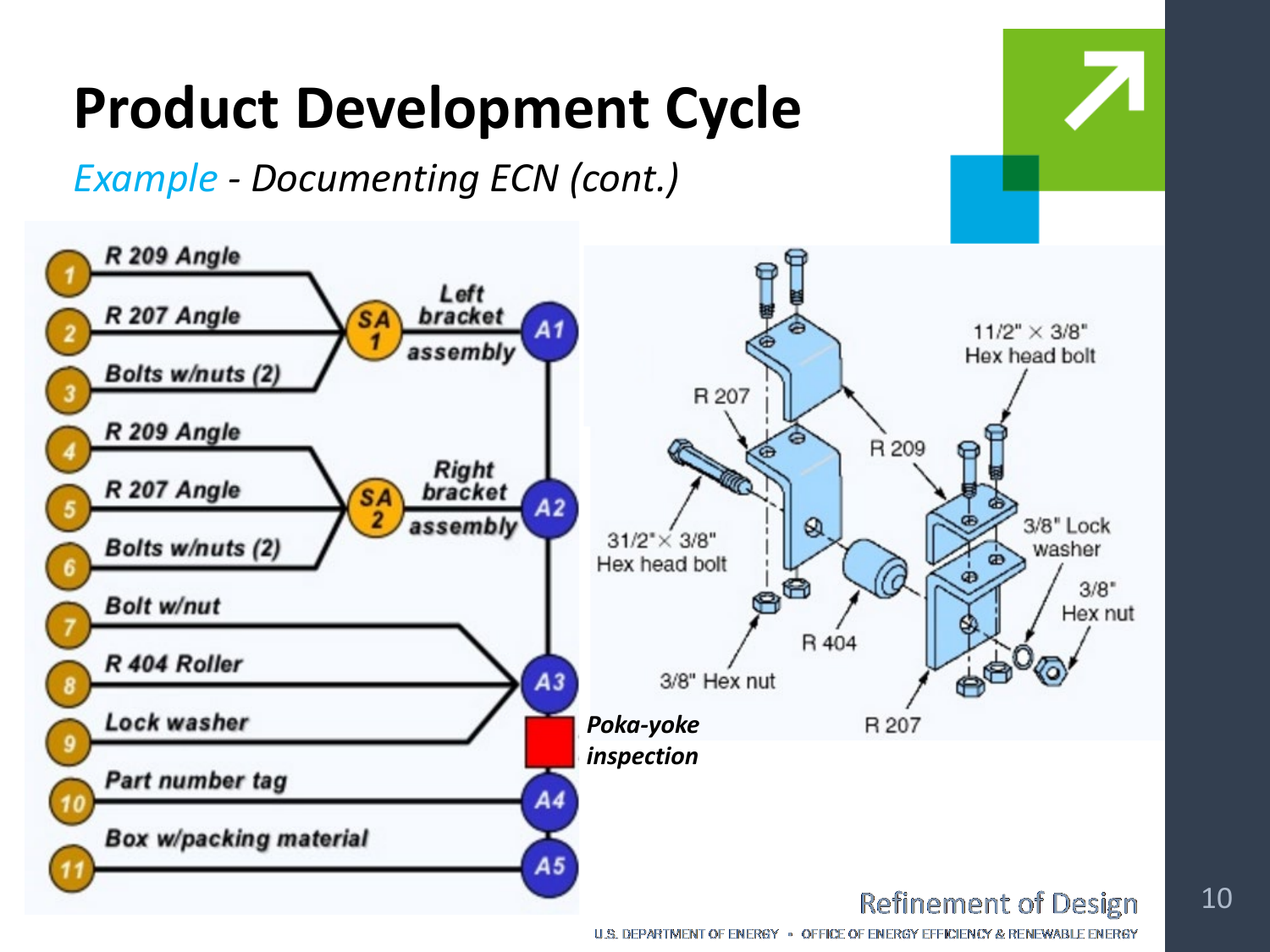# Product Development Cycle

*Example - Documenting ECN (cont.)*

1. R 209 Angle
2. R 207 Angle
3. Bolts w/nuts (2)

→ SA 1 — Left bracket assembly → A1

4. R 209 Angle
5. R 207 Angle
6. Bolts w/nuts (2)

→ SA 2 — Right bracket assembly → A2

7. Bolt w/nut
8. R 404 Roller
9. Lock washer

→ A3

***Poka-yoke inspection***

10. Part number tag → A4
11. Box w/packing material → A5

R 207, R 209, R 404, R 207

11/2" × 3/8" Hex head bolt

31/2" × 3/8" Hex head bolt

3/8" Lock washer

3/8" Hex nut

3/8" Hex nut

Refinement of Design

U.S. DEPARTMENT OF ENERGY • OFFICE OF ENERGY EFFICIENCY & RENEWABLE ENERGY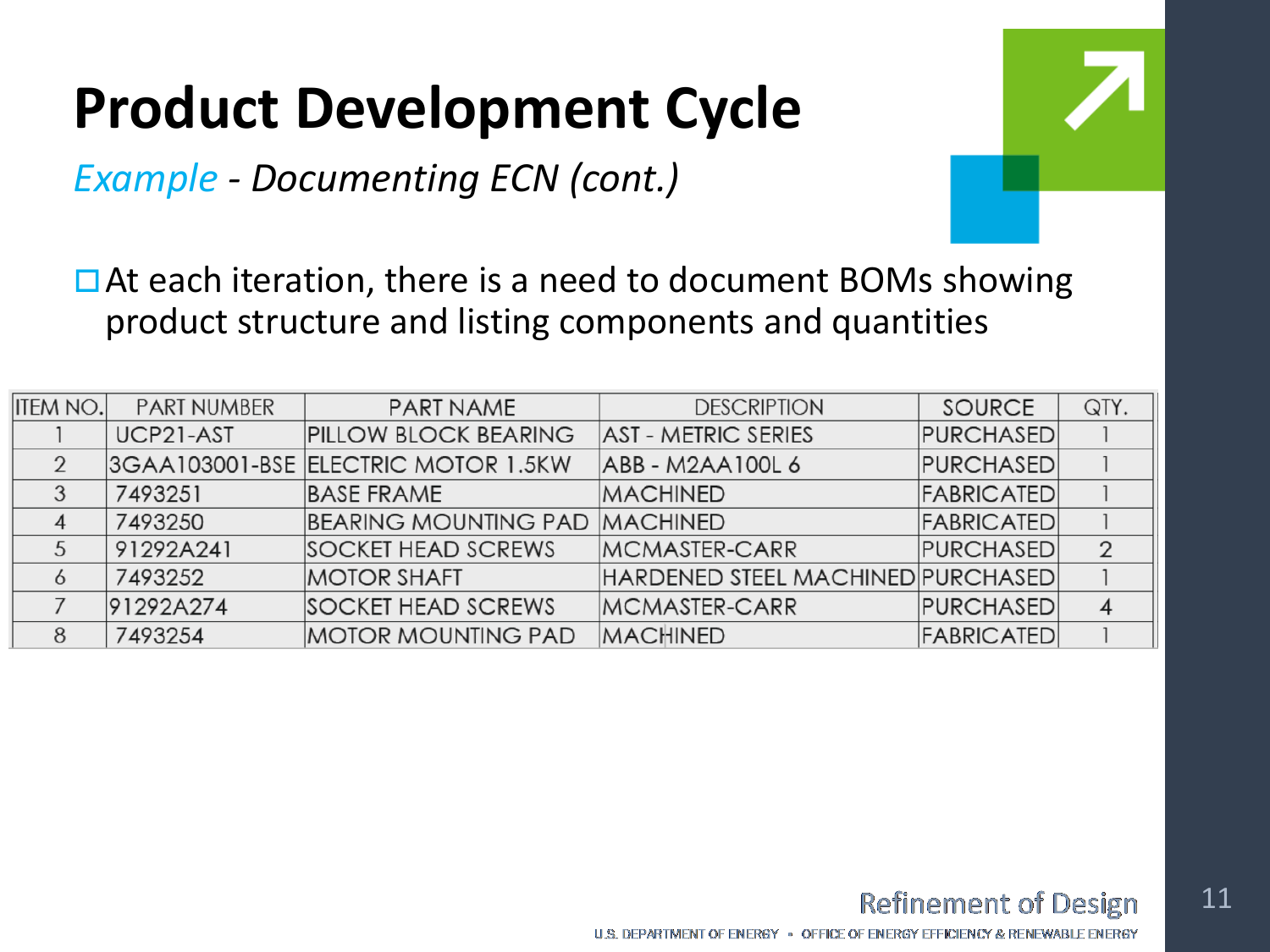# Product Development Cycle

*Example - Documenting ECN (cont.)*

- At each iteration, there is a need to document BOMs showing product structure and listing components and quantities

| ITEM NO. | PART NUMBER | PART NAME | DESCRIPTION | SOURCE | QTY. |
|---|---|---|---|---|---|
| 1 | UCP21-AST | PILLOW BLOCK BEARING | AST - METRIC SERIES | PURCHASED | 1 |
| 2 | 3GAA103001-BSE | ELECTRIC MOTOR 1.5KW | ABB - M2AA100L 6 | PURCHASED | 1 |
| 3 | 7493251 | BASE FRAME | MACHINED | FABRICATED | 1 |
| 4 | 7493250 | BEARING MOUNTING PAD | MACHINED | FABRICATED | 1 |
| 5 | 91292A241 | SOCKET HEAD SCREWS | MCMASTER-CARR | PURCHASED | 2 |
| 6 | 7493252 | MOTOR SHAFT | HARDENED STEEL MACHINED | PURCHASED | 1 |
| 7 | 91292A274 | SOCKET HEAD SCREWS | MCMASTER-CARR | PURCHASED | 4 |
| 8 | 7493254 | MOTOR MOUNTING PAD | MACHINED | FABRICATED | 1 |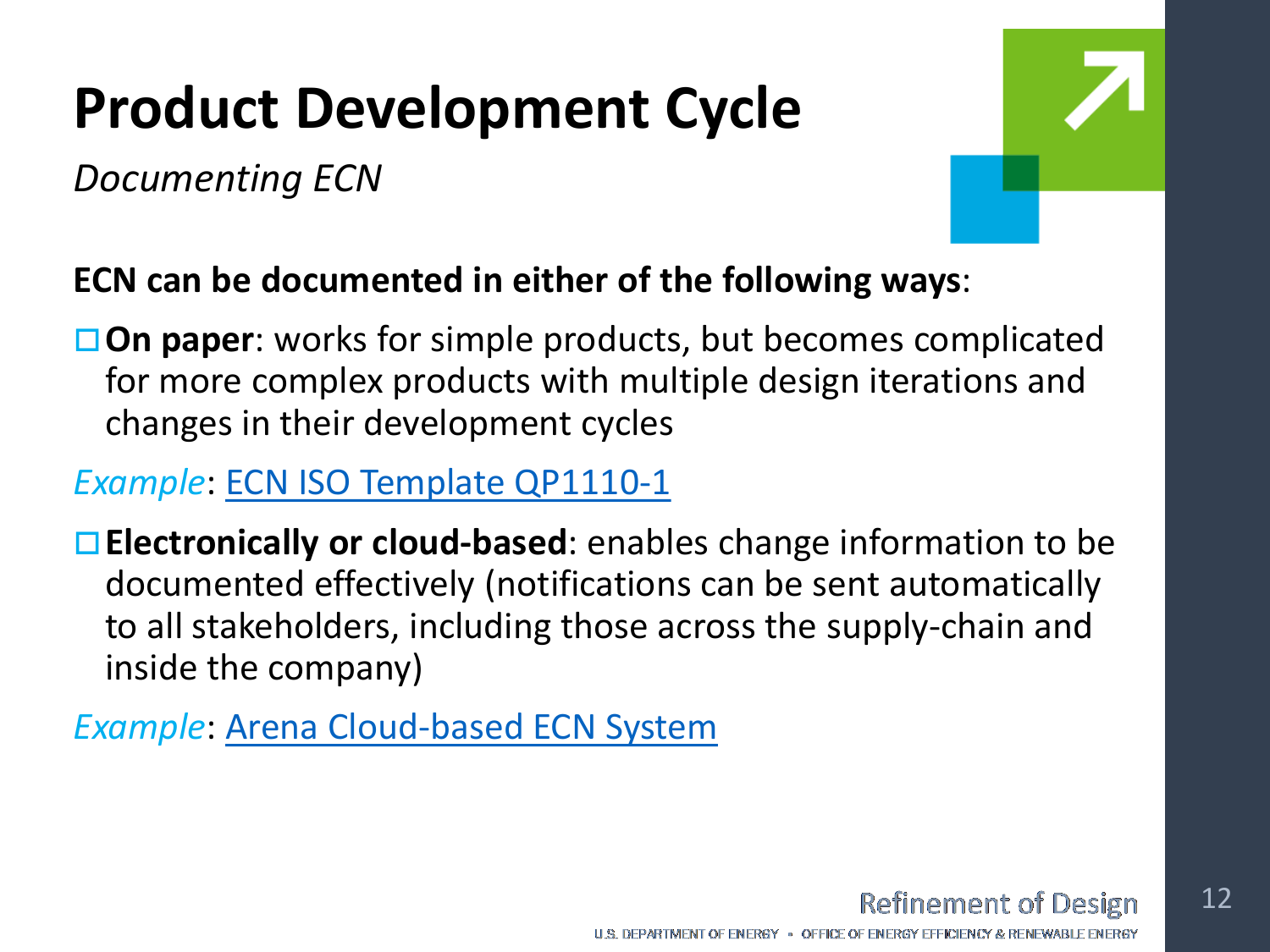# Product Development Cycle

*Documenting ECN*

**ECN can be documented in either of the following ways**:

- **On paper**: works for simple products, but becomes complicated for more complex products with multiple design iterations and changes in their development cycles

*Example*: ECN ISO Template QP1110-1

- **Electronically or cloud-based**: enables change information to be documented effectively (notifications can be sent automatically to all stakeholders, including those across the supply-chain and inside the company)

*Example*: Arena Cloud-based ECN System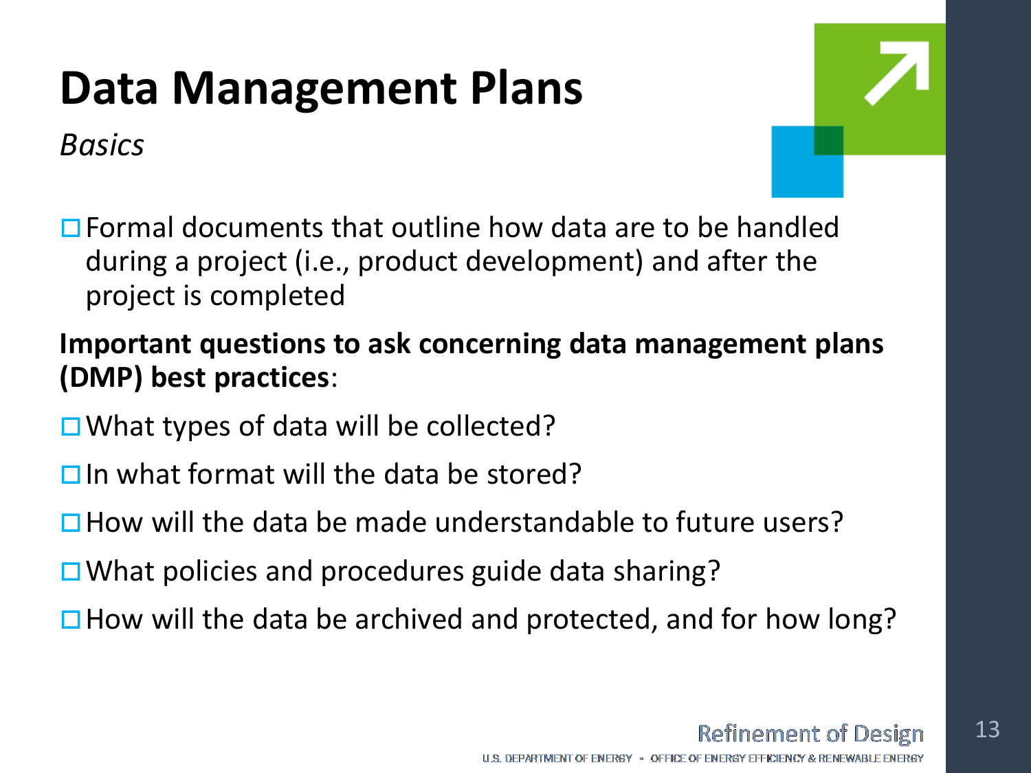# Data Management Plans

*Basics*

- Formal documents that outline how data are to be handled during a project (i.e., product development) and after the project is completed

**Important questions to ask concerning data management plans (DMP) best practices**:

- What types of data will be collected?
- In what format will the data be stored?
- How will the data be made understandable to future users?
- What policies and procedures guide data sharing?
- How will the data be archived and protected, and for how long?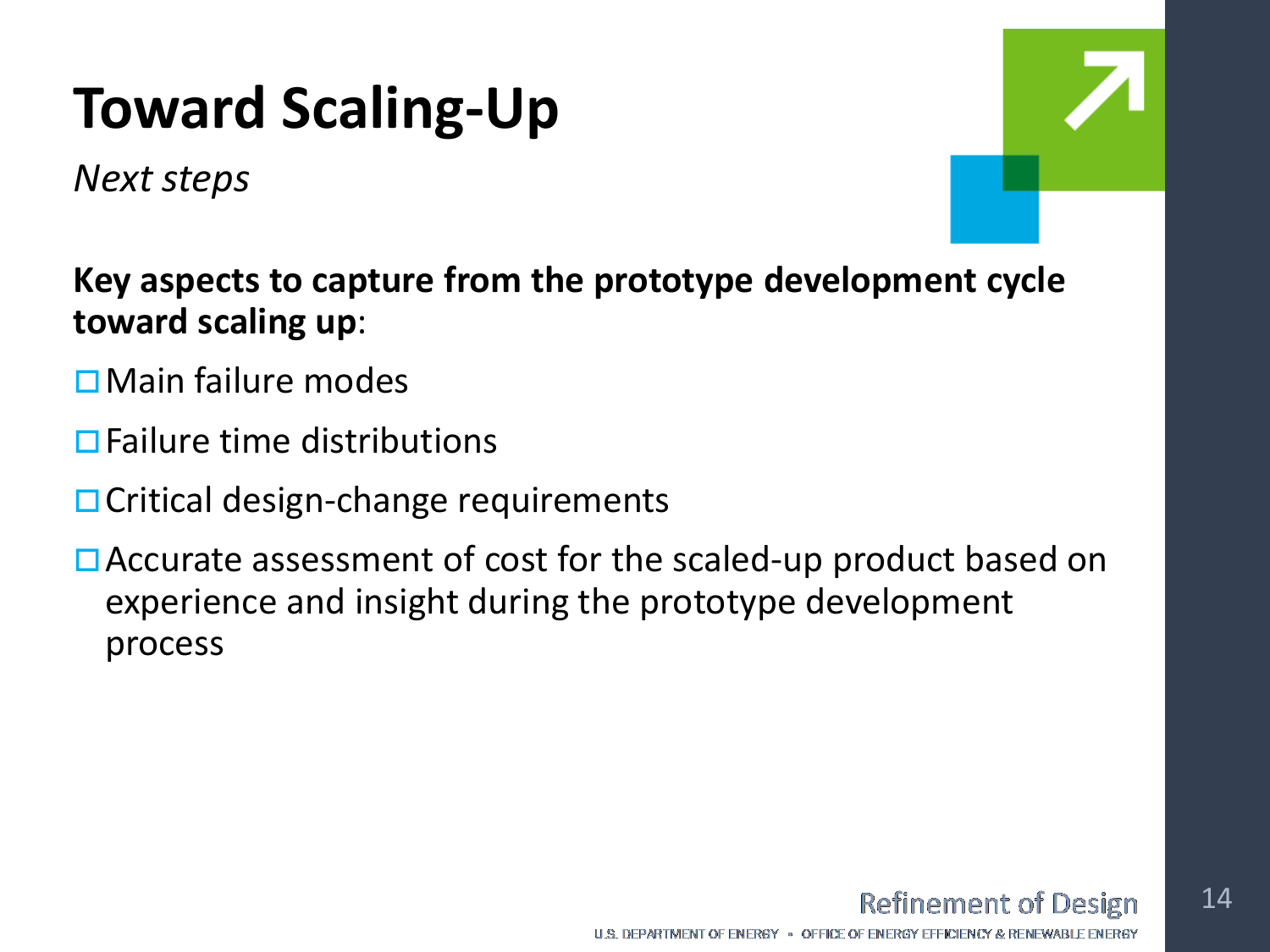# Toward Scaling-Up

*Next steps*

**Key aspects to capture from the prototype development cycle toward scaling up**:

- ☐ Main failure modes
- ☐ Failure time distributions
- ☐ Critical design-change requirements
- ☐ Accurate assessment of cost for the scaled-up product based on experience and insight during the prototype development process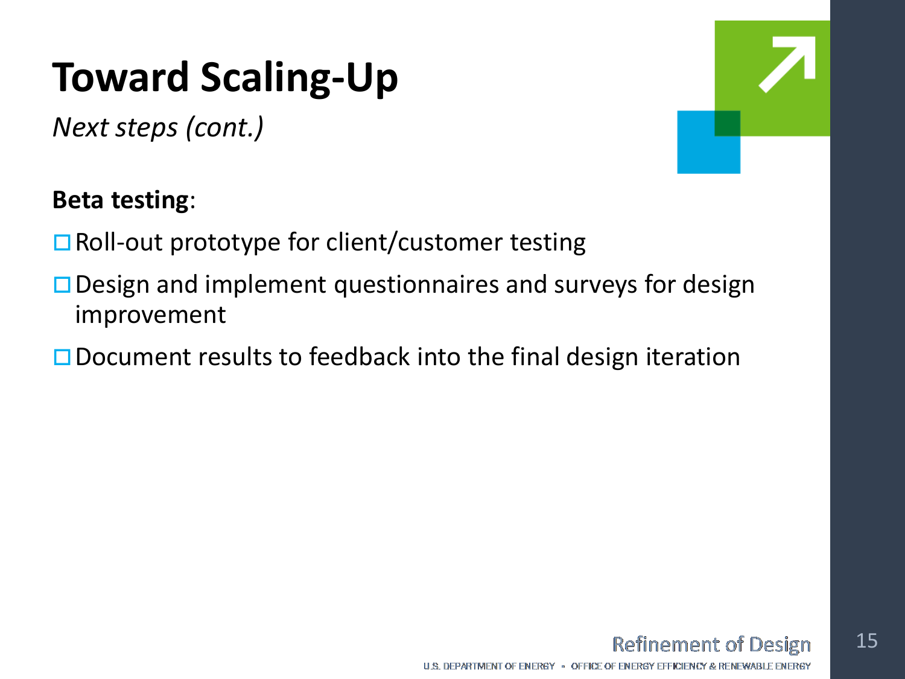# Toward Scaling-Up

*Next steps (cont.)*

**Beta testing**:

- Roll-out prototype for client/customer testing
- Design and implement questionnaires and surveys for design improvement
- Document results to feedback into the final design iteration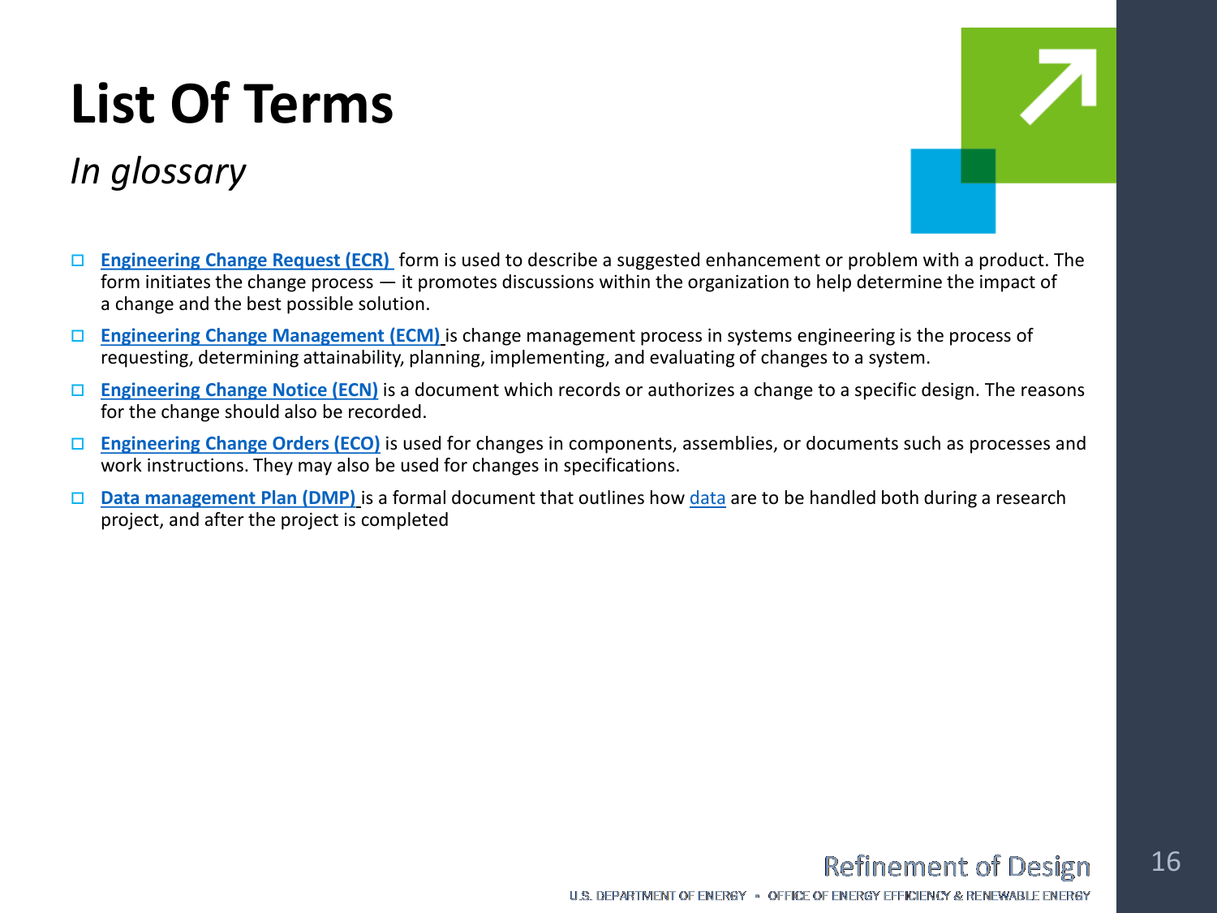# List Of Terms

*In glossary*

- **Engineering Change Request (ECR)** form is used to describe a suggested enhancement or problem with a product. The form initiates the change process — it promotes discussions within the organization to help determine the impact of a change and the best possible solution.
- **Engineering Change Management (ECM)** is change management process in systems engineering is the process of requesting, determining attainability, planning, implementing, and evaluating of changes to a system.
- **Engineering Change Notice (ECN)** is a document which records or authorizes a change to a specific design. The reasons for the change should also be recorded.
- **Engineering Change Orders (ECO)** is used for changes in components, assemblies, or documents such as processes and work instructions. They may also be used for changes in specifications.
- **Data management Plan (DMP)** is a formal document that outlines how data are to be handled both during a research project, and after the project is completed